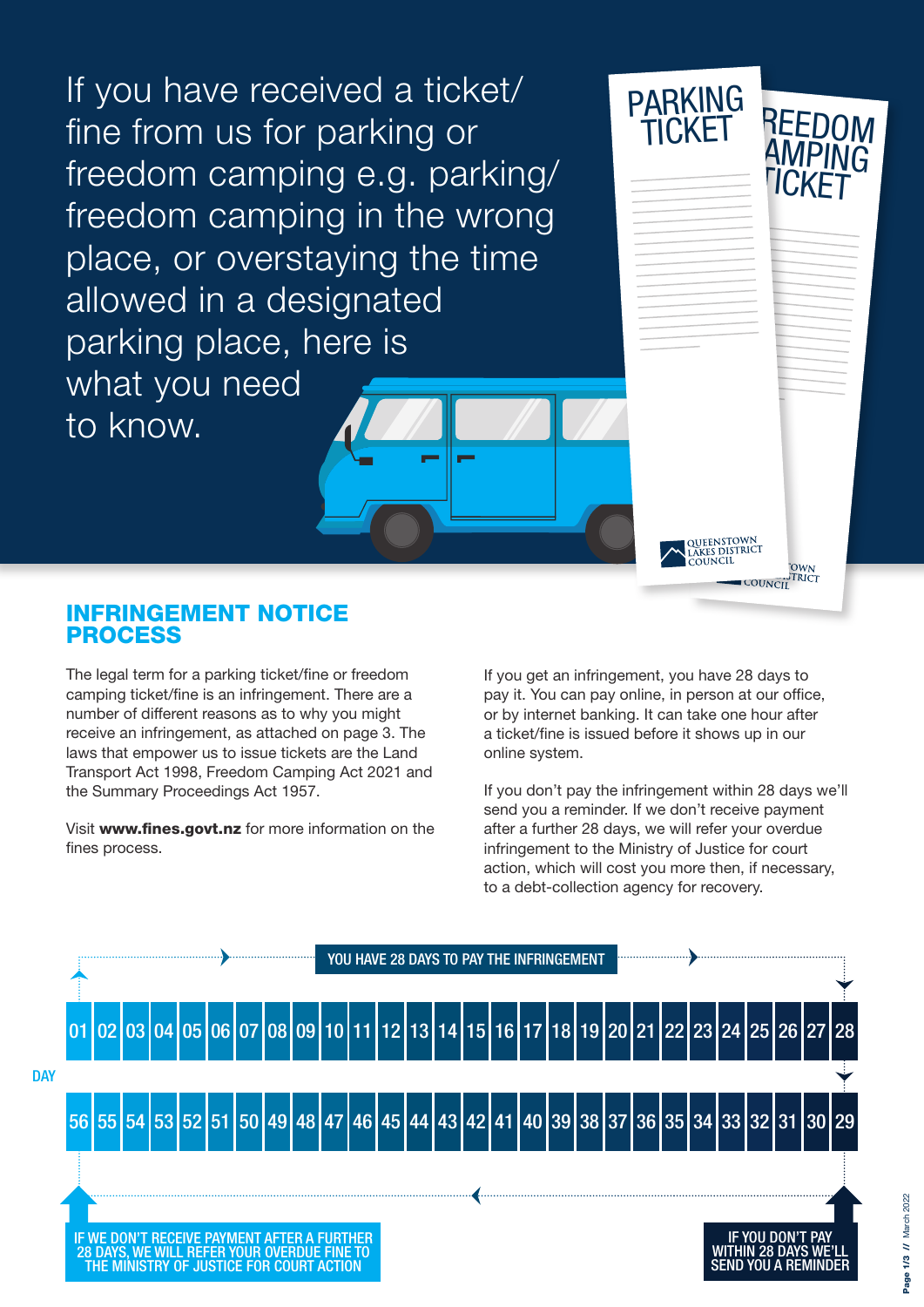If you have received a ticket/fine from us for parking or freedom camping e.g. parking/freedom camping in the wrong place, or overstaying the time allowed in a designated parking place, here is what you need to know.

## INFRINGEMENT NOTICE PROCESS

The legal term for a parking ticket/fine or freedom camping ticket/fine is an infringement. There are a number of different reasons as to why you might receive an infringement, as attached on page 3. The laws that empower us to issue tickets are the Land Transport Act 1998, Freedom Camping Act 2021 and the Summary Proceedings Act 1957.

Visit **www.fines.govt.nz** for more information on the fines process.

If you get an infringement, you have 28 days to pay it. You can pay online, in person at our office, or by internet banking. It can take one hour after a ticket/fine is issued before it shows up in our online system.

If you don't pay the infringement within 28 days we'll send you a reminder. If we don't receive payment after a further 28 days, we will refer your overdue infringement to the Ministry of Justice for court action, which will cost you more then, if necessary, to a debt-collection agency for recovery.

**YOU HAVE 28 DAYS TO PAY THE INFRINGEMENT**

DAY: 01 02 03 04 05 06 07 08 09 10 11 12 13 14 15 16 17 18 19 20 21 22 23 24 25 26 27 28

DAY: 29 30 31 32 33 34 35 36 37 38 39 40 41 42 43 44 45 46 47 48 49 50 51 52 53 54 55 56

**IF YOU DON'T PAY WITHIN 28 DAYS WE'LL SEND YOU A REMINDER**

**IF WE DON'T RECEIVE PAYMENT AFTER A FURTHER 28 DAYS, WE WILL REFER YOUR OVERDUE FINE TO THE MINISTRY OF JUSTICE FOR COURT ACTION**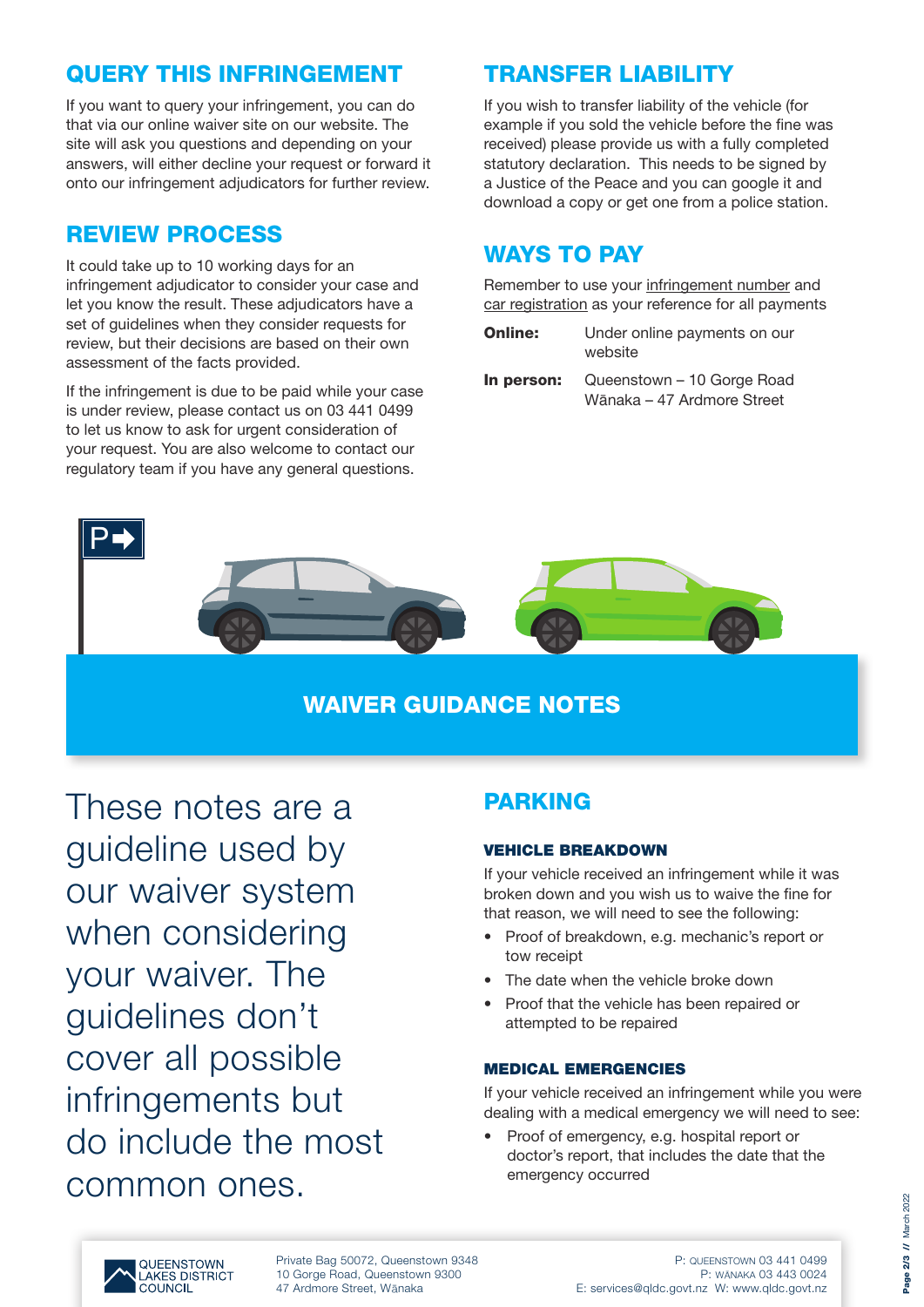## QUERY THIS INFRINGEMENT

If you want to query your infringement, you can do that via our online waiver site on our website. The site will ask you questions and depending on your answers, will either decline your request or forward it onto our infringement adjudicators for further review.

## REVIEW PROCESS

It could take up to 10 working days for an infringement adjudicator to consider your case and let you know the result. These adjudicators have a set of guidelines when they consider requests for review, but their decisions are based on their own assessment of the facts provided.

If the infringement is due to be paid while your case is under review, please contact us on 03 441 0499 to let us know to ask for urgent consideration of your request. You are also welcome to contact our regulatory team if you have any general questions.

## TRANSFER LIABILITY

If you wish to transfer liability of the vehicle (for example if you sold the vehicle before the fine was received) please provide us with a fully completed statutory declaration. This needs to be signed by a Justice of the Peace and you can google it and download a copy or get one from a police station.

## WAYS TO PAY

Remember to use your infringement number and car registration as your reference for all payments

| | |
|---|---|
| **Online:** | Under online payments on our website |
| **In person:** | Queenstown – 10 Gorge Road<br>Wānaka – 47 Ardmore Street |

# WAIVER GUIDANCE NOTES

These notes are a guideline used by our waiver system when considering your waiver. The guidelines don't cover all possible infringements but do include the most common ones.

## PARKING

### VEHICLE BREAKDOWN

If your vehicle received an infringement while it was broken down and you wish us to waive the fine for that reason, we will need to see the following:

- Proof of breakdown, e.g. mechanic's report or tow receipt
- The date when the vehicle broke down
- Proof that the vehicle has been repaired or attempted to be repaired

### MEDICAL EMERGENCIES

If your vehicle received an infringement while you were dealing with a medical emergency we will need to see:

- Proof of emergency, e.g. hospital report or doctor's report, that includes the date that the emergency occurred

QUEENSTOWN LAKES DISTRICT COUNCIL

Private Bag 50072, Queenstown 9348
10 Gorge Road, Queenstown 9300
47 Ardmore Street, Wānaka

P: QUEENSTOWN 03 441 0499
P: WĀNAKA 03 443 0024
E: services@qldc.govt.nz W: www.qldc.govt.nz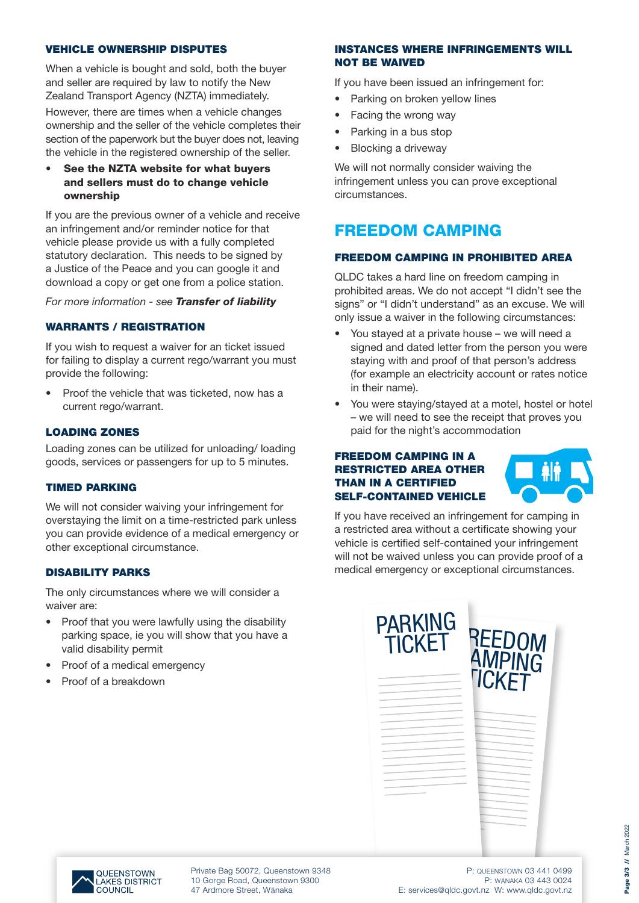### VEHICLE OWNERSHIP DISPUTES

When a vehicle is bought and sold, both the buyer and seller are required by law to notify the New Zealand Transport Agency (NZTA) immediately.

However, there are times when a vehicle changes ownership and the seller of the vehicle completes their section of the paperwork but the buyer does not, leaving the vehicle in the registered ownership of the seller.

- **See the NZTA website for what buyers and sellers must do to change vehicle ownership**

If you are the previous owner of a vehicle and receive an infringement and/or reminder notice for that vehicle please provide us with a fully completed statutory declaration. This needs to be signed by a Justice of the Peace and you can google it and download a copy or get one from a police station.

*For more information - see **Transfer of liability***

### WARRANTS / REGISTRATION

If you wish to request a waiver for an ticket issued for failing to display a current rego/warrant you must provide the following:

- Proof the vehicle that was ticketed, now has a current rego/warrant.

### LOADING ZONES

Loading zones can be utilized for unloading/ loading goods, services or passengers for up to 5 minutes.

### TIMED PARKING

We will not consider waiving your infringement for overstaying the limit on a time-restricted park unless you can provide evidence of a medical emergency or other exceptional circumstance.

### DISABILITY PARKS

The only circumstances where we will consider a waiver are:

- Proof that you were lawfully using the disability parking space, ie you will show that you have a valid disability permit
- Proof of a medical emergency
- Proof of a breakdown

### INSTANCES WHERE INFRINGEMENTS WILL NOT BE WAIVED

If you have been issued an infringement for:

- Parking on broken yellow lines
- Facing the wrong way
- Parking in a bus stop
- Blocking a driveway

We will not normally consider waiving the infringement unless you can prove exceptional circumstances.

## FREEDOM CAMPING

### FREEDOM CAMPING IN PROHIBITED AREA

QLDC takes a hard line on freedom camping in prohibited areas. We do not accept "I didn't see the signs" or "I didn't understand" as an excuse. We will only issue a waiver in the following circumstances:

- You stayed at a private house – we will need a signed and dated letter from the person you were staying with and proof of that person's address (for example an electricity account or rates notice in their name).
- You were staying/stayed at a motel, hostel or hotel – we will need to see the receipt that proves you paid for the night's accommodation

### FREEDOM CAMPING IN A RESTRICTED AREA OTHER THAN IN A CERTIFIED SELF-CONTAINED VEHICLE

If you have received an infringement for camping in a restricted area without a certificate showing your vehicle is certified self-contained your infringement will not be waived unless you can provide proof of a medical emergency or exceptional circumstances.

QUEENSTOWN LAKES DISTRICT COUNCIL

Private Bag 50072, Queenstown 9348
10 Gorge Road, Queenstown 9300
47 Ardmore Street, Wānaka

P: QUEENSTOWN 03 441 0499
P: WĀNAKA 03 443 0024
E: services@qldc.govt.nz W: www.qldc.govt.nz

March 2022